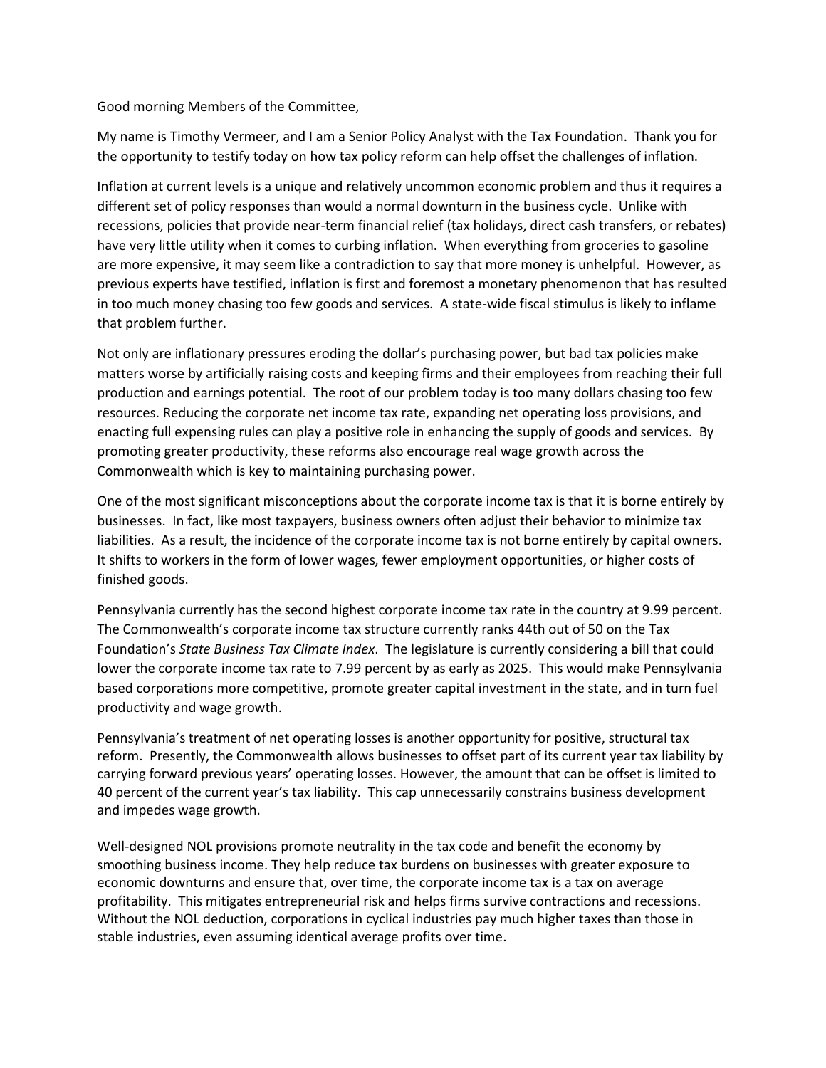Good morning Members of the Committee,

My name is Timothy Vermeer, and I am a Senior Policy Analyst with the Tax Foundation. Thank you for the opportunity to testify today on how tax policy reform can help offset the challenges of inflation.

Inflation at current levels is a unique and relatively uncommon economic problem and thus it requires a different set of policy responses than would a normal downturn in the business cycle. Unlike with recessions, policies that provide near-term financial relief (tax holidays, direct cash transfers, or rebates) have very little utility when it comes to curbing inflation. When everything from groceries to gasoline are more expensive, it may seem like a contradiction to say that more money is unhelpful. However, as previous experts have testified, inflation is first and foremost a monetary phenomenon that has resulted in too much money chasing too few goods and services. A state-wide fiscal stimulus is likely to inflame that problem further.

Not only are inflationary pressures eroding the dollar's purchasing power, but bad tax policies make matters worse by artificially raising costs and keeping firms and their employees from reaching their full production and earnings potential. The root of our problem today is too many dollars chasing too few resources. Reducing the corporate net income tax rate, expanding net operating loss provisions, and enacting full expensing rules can play a positive role in enhancing the supply of goods and services. By promoting greater productivity, these reforms also encourage real wage growth across the Commonwealth which is key to maintaining purchasing power.

One of the most significant misconceptions about the corporate income tax is that it is borne entirely by businesses. In fact, like most taxpayers, business owners often adjust their behavior to minimize tax liabilities. As a result, the incidence of the corporate income tax is not borne entirely by capital owners. It shifts to workers in the form of lower wages, fewer employment opportunities, or higher costs of finished goods.

Pennsylvania currently has the second highest corporate income tax rate in the country at 9.99 percent. The Commonwealth's corporate income tax structure currently ranks 44th out of 50 on the Tax Foundation's *State Business Tax Climate Index*. The legislature is currently considering a bill that could lower the corporate income tax rate to 7.99 percent by as early as 2025. This would make Pennsylvania based corporations more competitive, promote greater capital investment in the state, and in turn fuel productivity and wage growth.

Pennsylvania's treatment of net operating losses is another opportunity for positive, structural tax reform. Presently, the Commonwealth allows businesses to offset part of its current year tax liability by carrying forward previous years' operating losses. However, the amount that can be offset is limited to 40 percent of the current year's tax liability. This cap unnecessarily constrains business development and impedes wage growth.

Well-designed NOL provisions promote neutrality in the tax code and benefit the economy by smoothing business income. They help reduce tax burdens on businesses with greater exposure to economic downturns and ensure that, over time, the corporate income tax is a tax on average profitability. This mitigates entrepreneurial risk and helps firms survive contractions and recessions. Without the NOL deduction, corporations in cyclical industries pay much higher taxes than those in stable industries, even assuming identical average profits over time.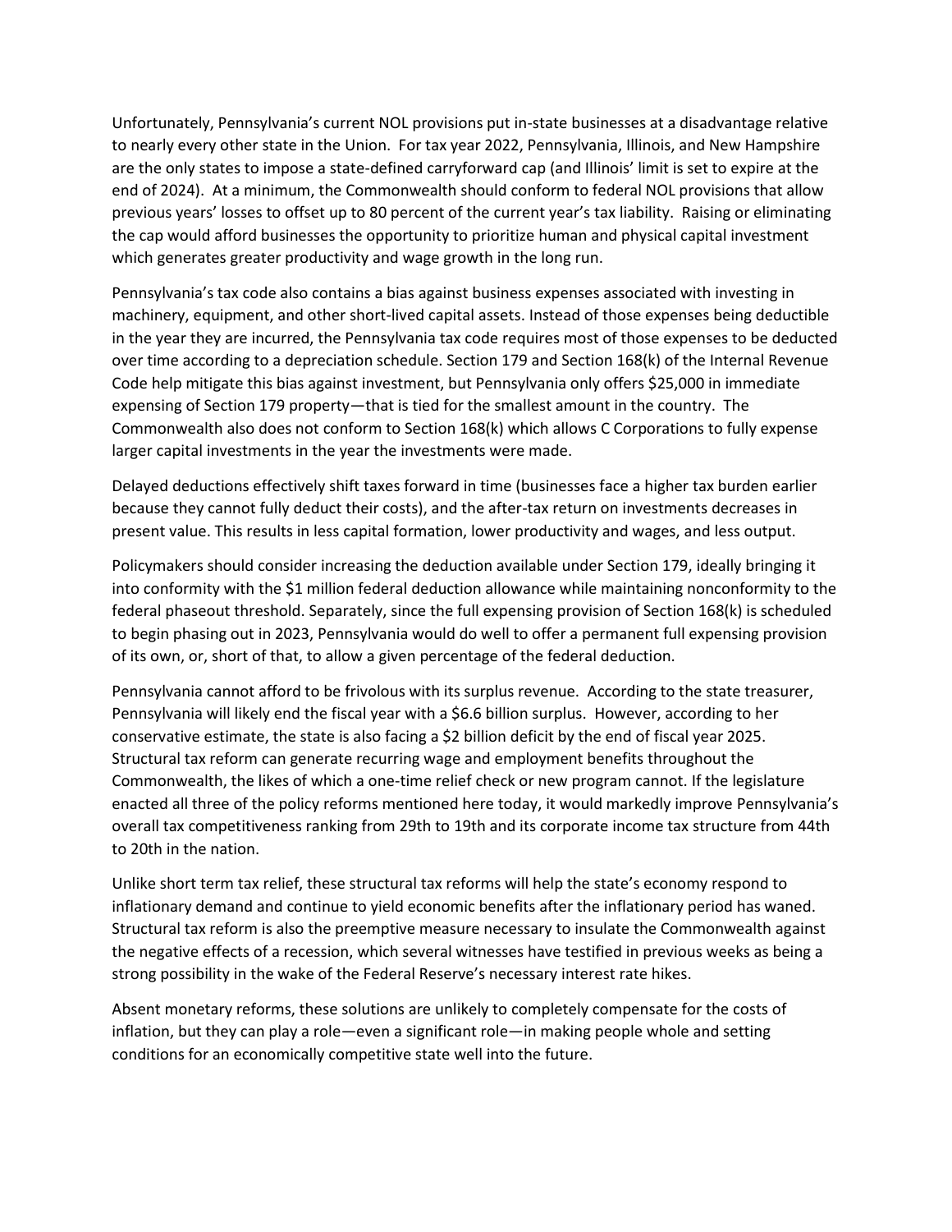Unfortunately, Pennsylvania's current NOL provisions put in-state businesses at a disadvantage relative to nearly every other state in the Union. For tax year 2022, Pennsylvania, Illinois, and New Hampshire are the only states to impose a state-defined carryforward cap (and Illinois' limit is set to expire at the end of 2024). At a minimum, the Commonwealth should conform to federal NOL provisions that allow previous years' losses to offset up to 80 percent of the current year's tax liability. Raising or eliminating the cap would afford businesses the opportunity to prioritize human and physical capital investment which generates greater productivity and wage growth in the long run.

Pennsylvania's tax code also contains a bias against business expenses associated with investing in machinery, equipment, and other short-lived capital assets. Instead of those expenses being deductible in the year they are incurred, the Pennsylvania tax code requires most of those expenses to be deducted over time according to a depreciation schedule. Section 179 and Section 168(k) of the Internal Revenue Code help mitigate this bias against investment, but Pennsylvania only offers $25,000 in immediate expensing of Section 179 property—that is tied for the smallest amount in the country. The Commonwealth also does not conform to Section 168(k) which allows C Corporations to fully expense larger capital investments in the year the investments were made.

Delayed deductions effectively shift taxes forward in time (businesses face a higher tax burden earlier because they cannot fully deduct their costs), and the after-tax return on investments decreases in present value. This results in less capital formation, lower productivity and wages, and less output.

Policymakers should consider increasing the deduction available under Section 179, ideally bringing it into conformity with the $1 million federal deduction allowance while maintaining nonconformity to the federal phaseout threshold. Separately, since the full expensing provision of Section 168(k) is scheduled to begin phasing out in 2023, Pennsylvania would do well to offer a permanent full expensing provision of its own, or, short of that, to allow a given percentage of the federal deduction.

Pennsylvania cannot afford to be frivolous with its surplus revenue. According to the state treasurer, Pennsylvania will likely end the fiscal year with a $6.6 billion surplus. However, according to her conservative estimate, the state is also facing a $2 billion deficit by the end of fiscal year 2025. Structural tax reform can generate recurring wage and employment benefits throughout the Commonwealth, the likes of which a one-time relief check or new program cannot. If the legislature enacted all three of the policy reforms mentioned here today, it would markedly improve Pennsylvania's overall tax competitiveness ranking from 29th to 19th and its corporate income tax structure from 44th to 20th in the nation.

Unlike short term tax relief, these structural tax reforms will help the state's economy respond to inflationary demand and continue to yield economic benefits after the inflationary period has waned. Structural tax reform is also the preemptive measure necessary to insulate the Commonwealth against the negative effects of a recession, which several witnesses have testified in previous weeks as being a strong possibility in the wake of the Federal Reserve's necessary interest rate hikes.

Absent monetary reforms, these solutions are unlikely to completely compensate for the costs of inflation, but they can play a role—even a significant role—in making people whole and setting conditions for an economically competitive state well into the future.